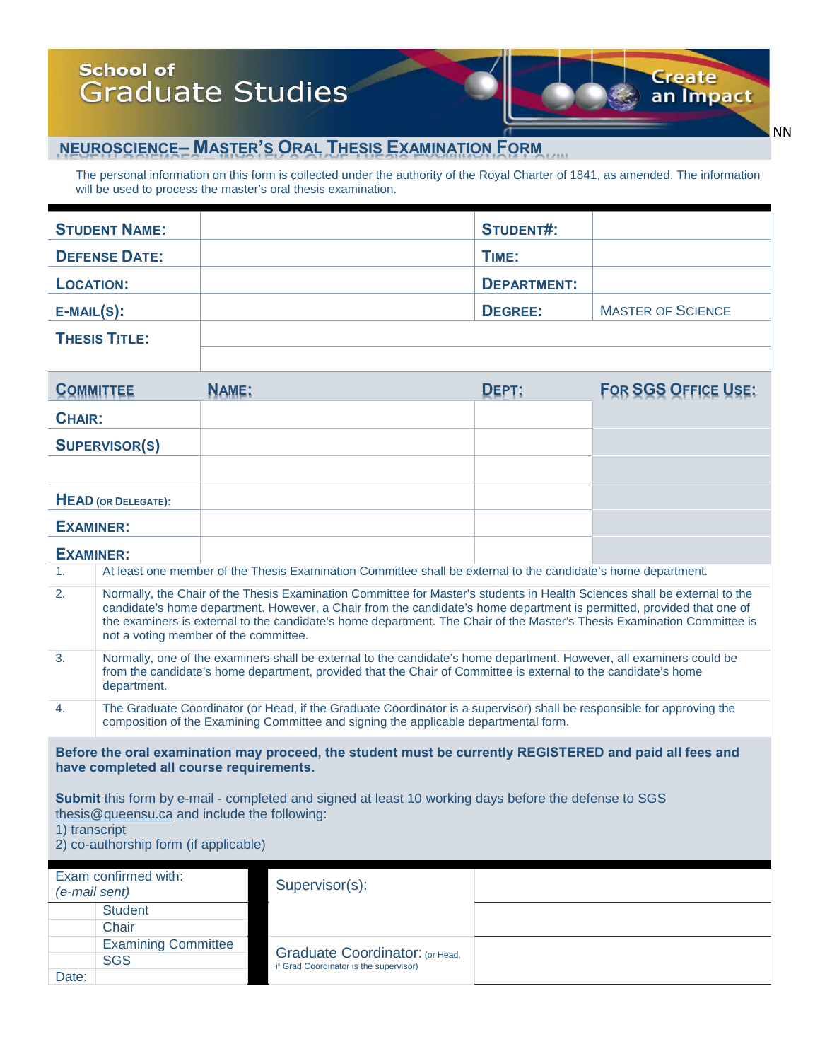School of Graduate Studies

Create an Impact

NN

## NEUROSCIENCE– MASTER'S ORAL THESIS EXAMINATION FORM

The personal information on this form is collected under the authority of the Royal Charter of 1841, as amended. The information will be used to process the master's oral thesis examination.

| | | | |
|---|---|---|---|
| **STUDENT NAME:** | | **STUDENT#:** | |
| **DEFENSE DATE:** | | **TIME:** | |
| **LOCATION:** | | **DEPARTMENT:** | |
| **E-MAIL(S):** | | **DEGREE:** | MASTER OF SCIENCE |
| **THESIS TITLE:** | | | |

| **COMMITTEE** | **NAME:** | **DEPT:** | **FOR SGS OFFICE USE:** |
|---|---|---|---|
| **CHAIR:** | | | |
| **SUPERVISOR(S)** | | | |
| | | | |
| **HEAD** (OR DELEGATE): | | | |
| **EXAMINER:** | | | |
| **EXAMINER:** | | | |

1. At least one member of the Thesis Examination Committee shall be external to the candidate's home department.
2. Normally, the Chair of the Thesis Examination Committee for Master's students in Health Sciences shall be external to the candidate's home department. However, a Chair from the candidate's home department is permitted, provided that one of the examiners is external to the candidate's home department. The Chair of the Master's Thesis Examination Committee is not a voting member of the committee.
3. Normally, one of the examiners shall be external to the candidate's home department. However, all examiners could be from the candidate's home department, provided that the Chair of Committee is external to the candidate's home department.
4. The Graduate Coordinator (or Head, if the Graduate Coordinator is a supervisor) shall be responsible for approving the composition of the Examining Committee and signing the applicable departmental form.

**Before the oral examination may proceed, the student must be currently REGISTERED and paid all fees and have completed all course requirements.**

**Submit** this form by e-mail - completed and signed at least 10 working days before the defense to SGS thesis@queensu.ca and include the following:
1) transcript
2) co-authorship form (if applicable)

| Exam confirmed with: *(e-mail sent)* | | Supervisor(s): | |
|---|---|---|---|
| | Student | | |
| | Chair | | |
| | Examining Committee | Graduate Coordinator: (or Head, if Grad Coordinator is the supervisor) | |
| | SGS | | |
| Date: | | | |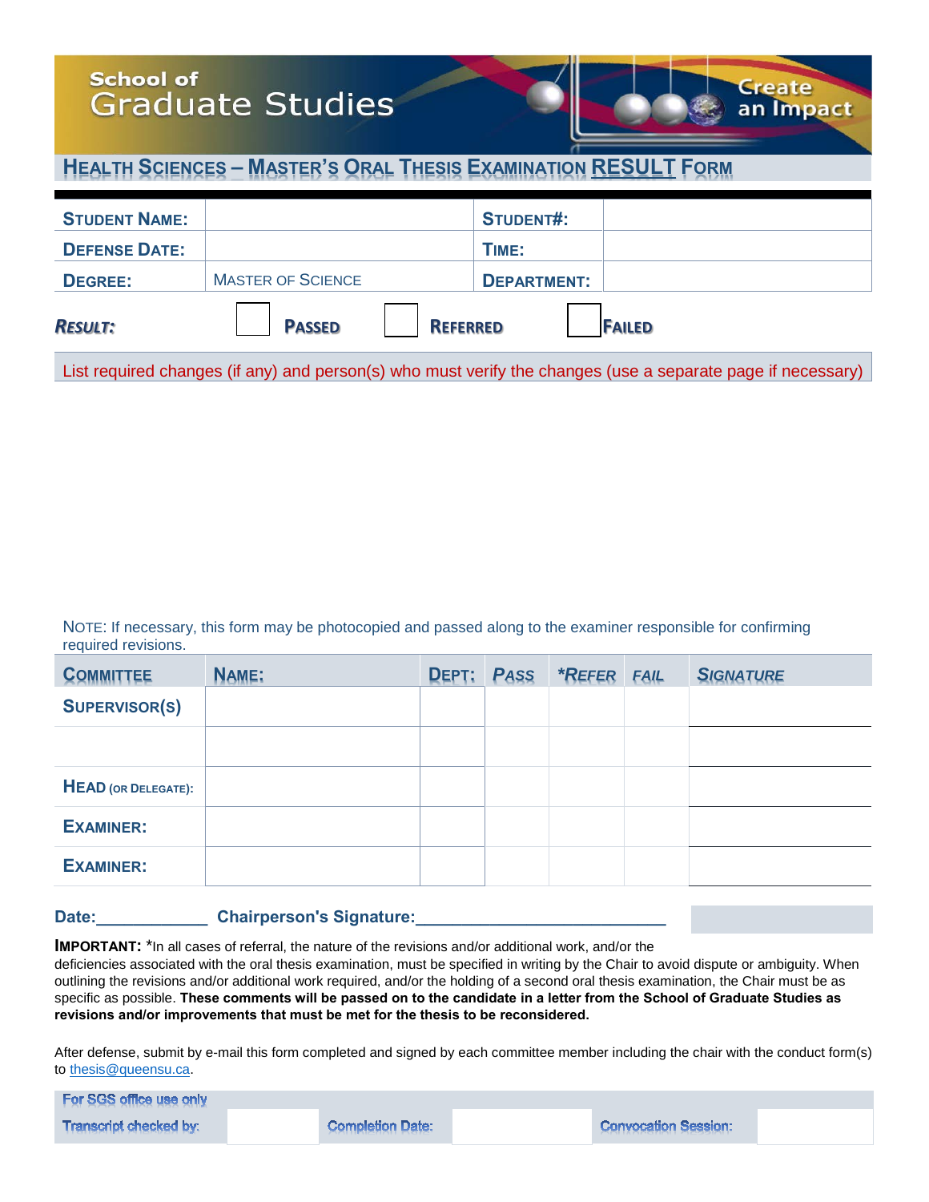School of Graduate Studies

Create an Impact

# HEALTH SCIENCES – MASTER'S ORAL THESIS EXAMINATION RESULT FORM

| STUDENT NAME: | | STUDENT#: | |
|---|---|---|---|
| DEFENSE DATE: | | TIME: | |
| DEGREE: | MASTER OF SCIENCE | DEPARTMENT: | |

***RESULT:*** ☐ **PASSED** ☐ **REFERRED** ☐ **FAILED**

List required changes (if any) and person(s) who must verify the changes (use a separate page if necessary)

NOTE: If necessary, this form may be photocopied and passed along to the examiner responsible for confirming required revisions.

| COMMITTEE | NAME: | DEPT: | *PASS* | *\*REFER* | *FAIL* | *SIGNATURE* |
|---|---|---|---|---|---|---|
| SUPERVISOR(S) | | | | | | |
| | | | | | | |
| HEAD (OR DELEGATE): | | | | | | |
| EXAMINER: | | | | | | |
| EXAMINER: | | | | | | |

**Date:\_\_\_\_\_\_\_\_\_\_\_\_ Chairperson's Signature:\_\_\_\_\_\_\_\_\_\_\_\_\_\_\_\_\_\_\_\_\_\_\_\_\_\_**

**IMPORTANT:** *In all cases of referral, the nature of the revisions and/or additional work, and/or the deficiencies associated with the oral thesis examination, must be specified in writing by the Chair to avoid dispute or ambiguity. When outlining the revisions and/or additional work required, and/or the holding of a second oral thesis examination, the Chair must be as specific as possible. **These comments will be passed on to the candidate in a letter from the School of Graduate Studies as revisions and/or improvements that must be met for the thesis to be reconsidered.**

After defense, submit by e-mail this form completed and signed by each committee member including the chair with the conduct form(s) to thesis@queensu.ca.

| For SGS office use only | | | | | |
|---|---|---|---|---|---|
| Transcript checked by: | | Completion Date: | | Convocation Session: | |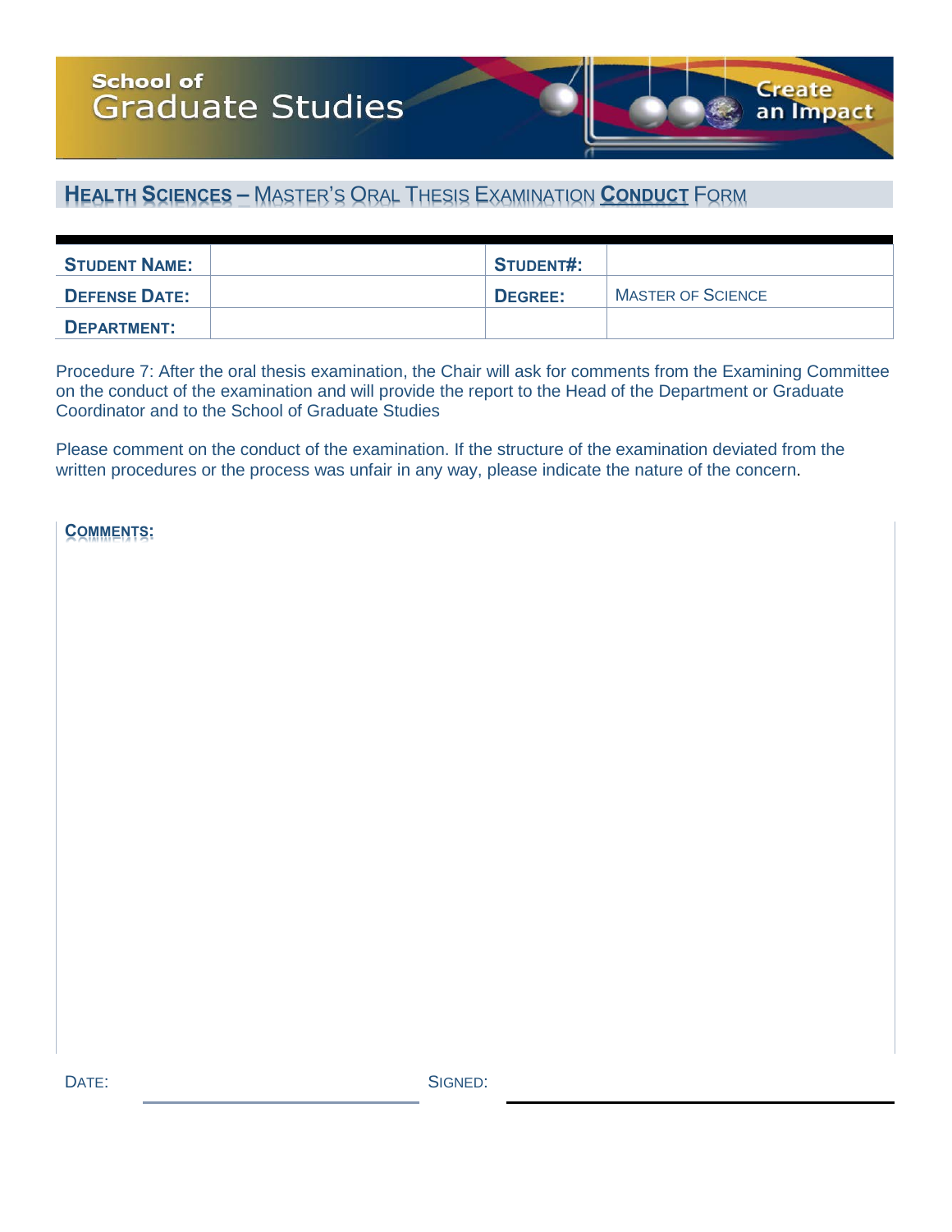School of
Graduate Studies

Create an Impact

## HEALTH SCIENCES – MASTER'S ORAL THESIS EXAMINATION CONDUCT FORM

| | | | |
|---|---|---|---|
| **STUDENT NAME:** | | **STUDENT#:** | |
| **DEFENSE DATE:** | | **DEGREE:** | MASTER OF SCIENCE |
| **DEPARTMENT:** | | | |

Procedure 7: After the oral thesis examination, the Chair will ask for comments from the Examining Committee on the conduct of the examination and will provide the report to the Head of the Department or Graduate Coordinator and to the School of Graduate Studies

Please comment on the conduct of the examination. If the structure of the examination deviated from the written procedures or the process was unfair in any way, please indicate the nature of the concern.

**COMMENTS:**

DATE: ______________________ SIGNED: ______________________